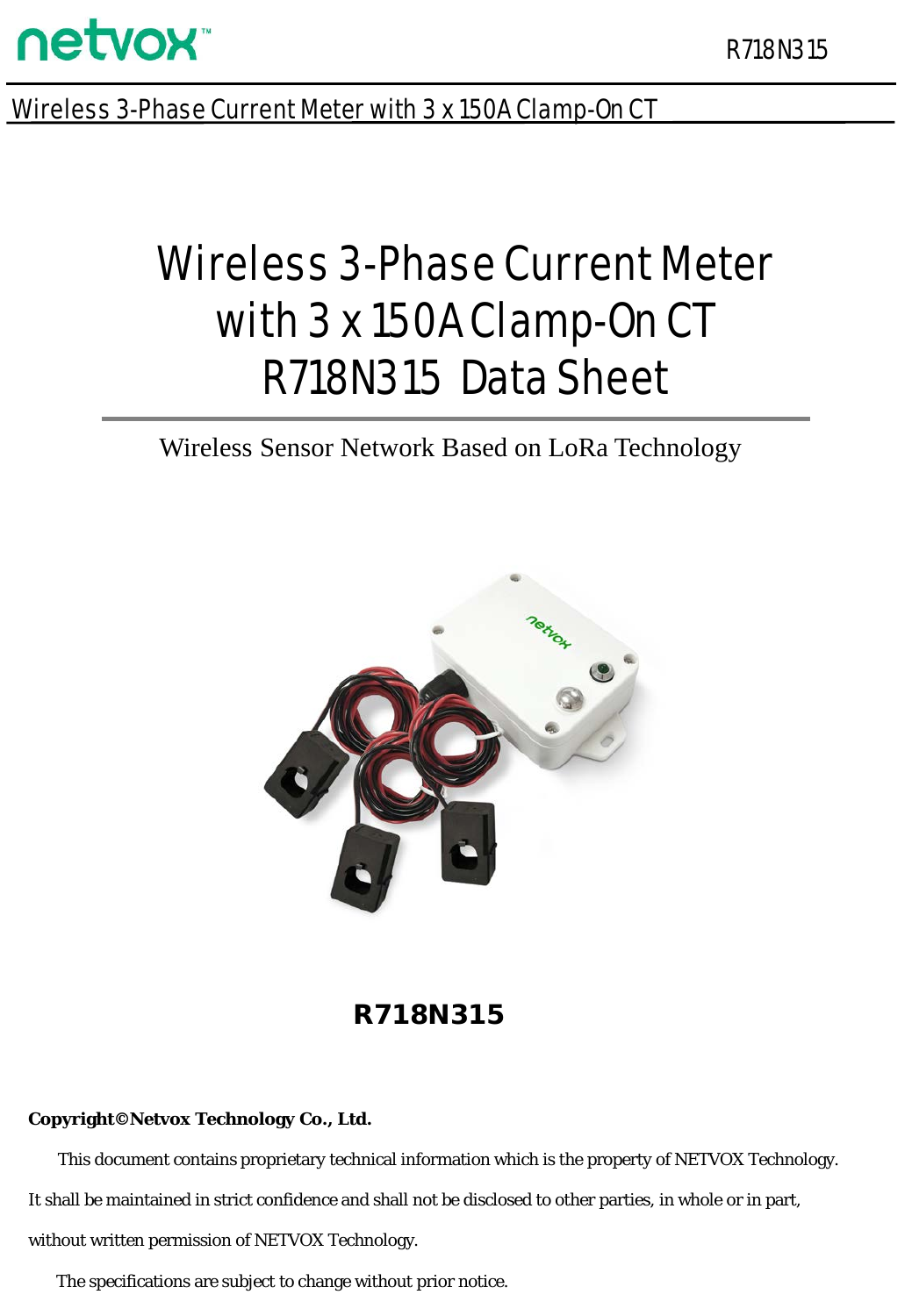# Wireless 3-Phase Current Meter with 3 x 150A Clamp-On CT R718N315 Data Sheet

Wireless Sensor Network Based on LoRa Technology

**R718N315**

**Copyright©Netvox Technology Co., Ltd.**

This document contains proprietary technical information which is the property of NETVOX Technology. It shall be maintained in strict confidence and shall not be disclosed to other parties, in whole or in part, without written permission of NETVOX Technology.

The specifications are subject to change without prior notice.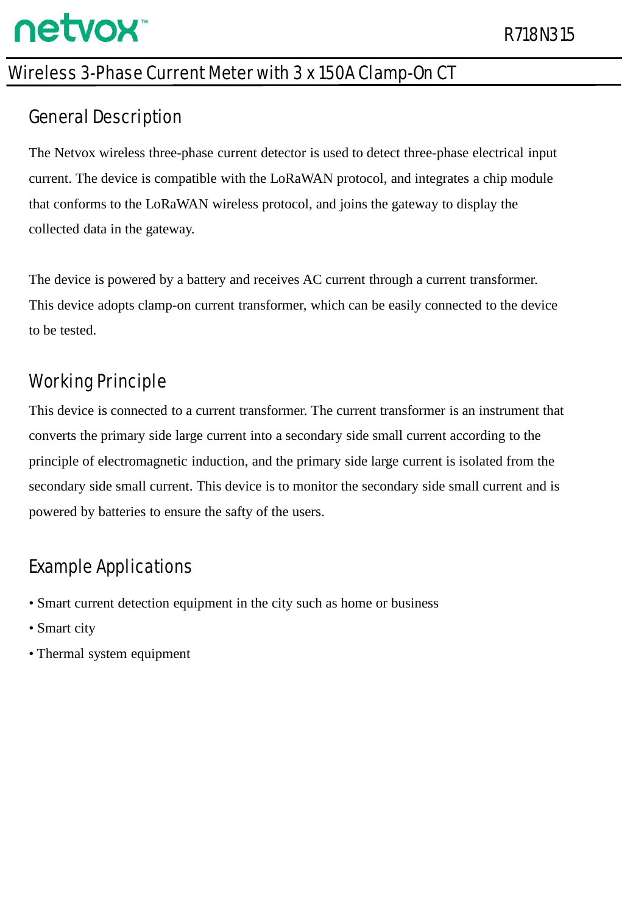# Wireless 3-Phase Current Meter with 3 x 150A Clamp-On CT

## General Description

The Netvox wireless three-phase current detector is used to detect three-phase electrical input current. The device is compatible with the LoRaWAN protocol, and integrates a chip module that conforms to the LoRaWAN wireless protocol, and joins the gateway to display the collected data in the gateway.

The device is powered by a battery and receives AC current through a current transformer. This device adopts clamp-on current transformer, which can be easily connected to the device to be tested.

## Working Principle

This device is connected to a current transformer. The current transformer is an instrument that converts the primary side large current into a secondary side small current according to the principle of electromagnetic induction, and the primary side large current is isolated from the secondary side small current. This device is to monitor the secondary side small current and is powered by batteries to ensure the safty of the users.

## Example Applications

- Smart current detection equipment in the city such as home or business
- Smart city
- Thermal system equipment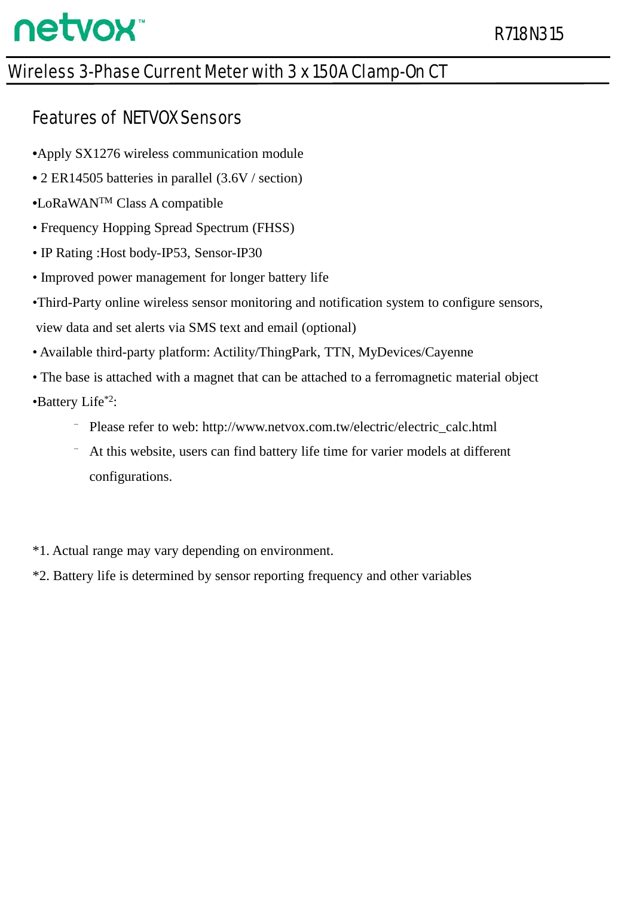# Wireless 3-Phase Current Meter with 3 x 150A Clamp-On CT

## Features of NETVOX Sensors

- Apply SX1276 wireless communication module
- 2 ER14505 batteries in parallel (3.6V / section)
- LoRaWAN™ Class A compatible
- Frequency Hopping Spread Spectrum (FHSS)
- IP Rating :Host body-IP53, Sensor-IP30
- Improved power management for longer battery life
- Third-Party online wireless sensor monitoring and notification system to configure sensors, view data and set alerts via SMS text and email (optional)
- Available third-party platform: Actility/ThingPark, TTN, MyDevices/Cayenne
- The base is attached with a magnet that can be attached to a ferromagnetic material object
- Battery Life*2:
  - Please refer to web: http://www.netvox.com.tw/electric/electric_calc.html
  - At this website, users can find battery life time for varier models at different configurations.

*1. Actual range may vary depending on environment.

*2. Battery life is determined by sensor reporting frequency and other variables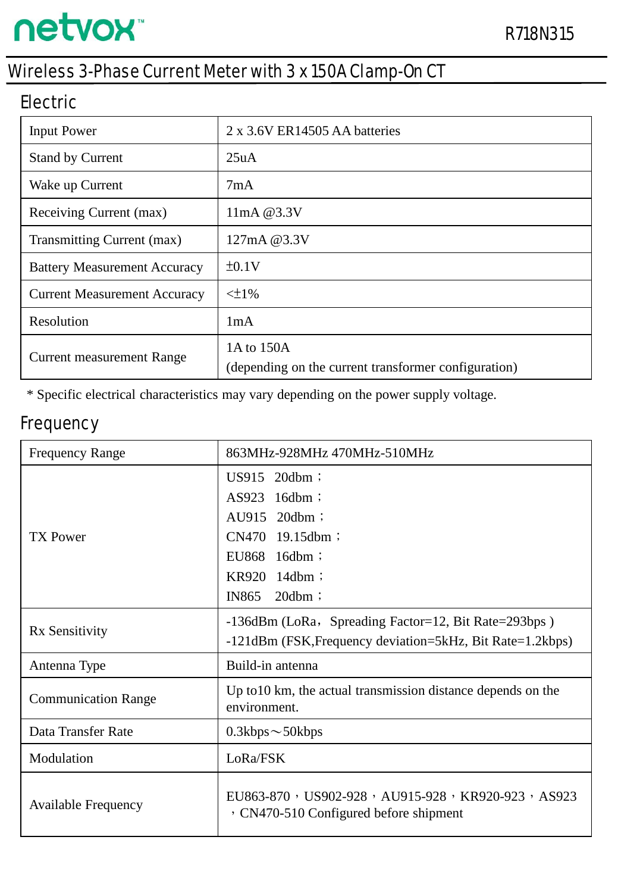# Wireless 3-Phase Current Meter with 3 x 150A Clamp-On CT

## Electric

| Input Power | 2 x 3.6V ER14505 AA batteries |
|---|---|
| Stand by Current | 25uA |
| Wake up Current | 7mA |
| Receiving Current (max) | 11mA @3.3V |
| Transmitting Current (max) | 127mA @3.3V |
| Battery Measurement Accuracy | ±0.1V |
| Current Measurement Accuracy | <±1% |
| Resolution | 1mA |
| Current measurement Range | 1A to 150A<br>(depending on the current transformer configuration) |

* Specific electrical characteristics may vary depending on the power supply voltage.

## Frequency

| Frequency Range | 863MHz-928MHz 470MHz-510MHz |
|---|---|
| TX Power | US915 20dbm；<br>AS923 16dbm；<br>AU915 20dbm；<br>CN470 19.15dbm；<br>EU868 16dbm；<br>KR920 14dbm；<br>IN865 20dbm； |
| Rx Sensitivity | -136dBm (LoRa，Spreading Factor=12, Bit Rate=293bps )<br>-121dBm (FSK,Frequency deviation=5kHz, Bit Rate=1.2kbps) |
| Antenna Type | Build-in antenna |
| Communication Range | Up to10 km, the actual transmission distance depends on the environment. |
| Data Transfer Rate | 0.3kbps～50kbps |
| Modulation | LoRa/FSK |
| Available Frequency | EU863-870，US902-928，AU915-928，KR920-923，AS923，CN470-510 Configured before shipment |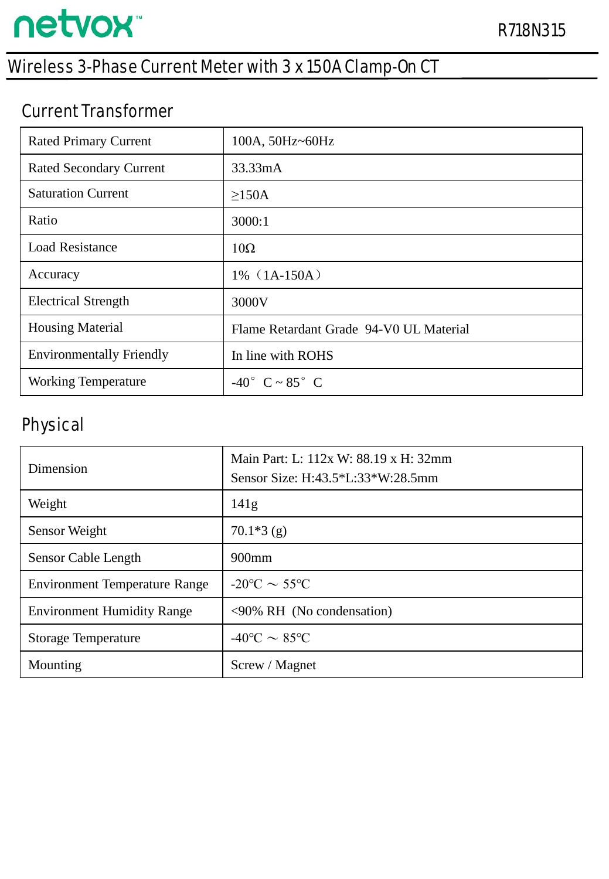## Current Transformer

| | |
|---|---|
| Rated Primary Current | 100A, 50Hz~60Hz |
| Rated Secondary Current | 33.33mA |
| Saturation Current | ≥150A |
| Ratio | 3000:1 |
| Load Resistance | 10Ω |
| Accuracy | 1%（1A-150A） |
| Electrical Strength | 3000V |
| Housing Material | Flame Retardant Grade 94-V0 UL Material |
| Environmentally Friendly | In line with ROHS |
| Working Temperature | -40° C ~ 85° C |

## Physical

| | |
|---|---|
| Dimension | Main Part: L: 112x W: 88.19 x H: 32mm<br>Sensor Size: H:43.5*L:33*W:28.5mm |
| Weight | 141g |
| Sensor Weight | 70.1*3 (g) |
| Sensor Cable Length | 900mm |
| Environment Temperature Range | -20℃ ～ 55℃ |
| Environment Humidity Range | <90% RH (No condensation) |
| Storage Temperature | -40℃ ～ 85℃ |
| Mounting | Screw / Magnet |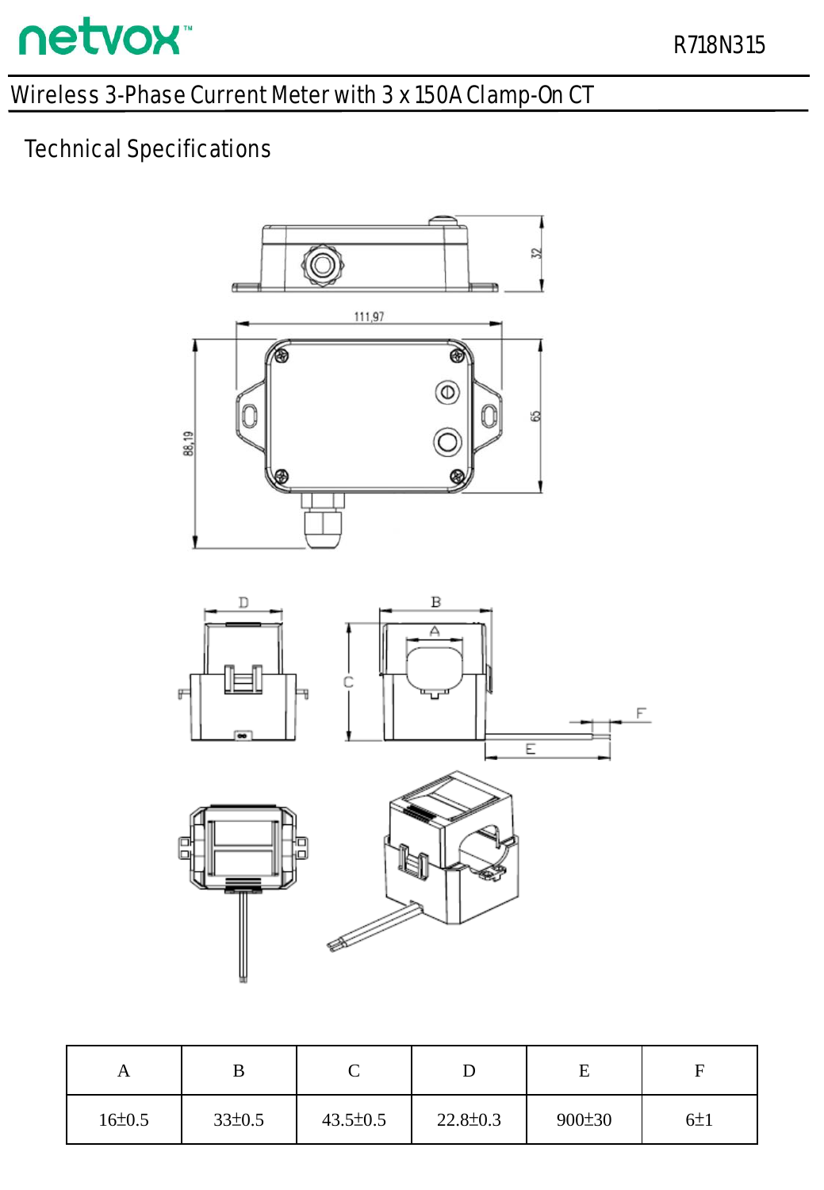## Technical Specifications

32

111,97

88,19

65

D

B

A

C

F

E

| A | B | C | D | E | F |
| --- | --- | --- | --- | --- | --- |
| 16±0.5 | 33±0.5 | 43.5±0.5 | 22.8±0.3 | 900±30 | 6±1 |